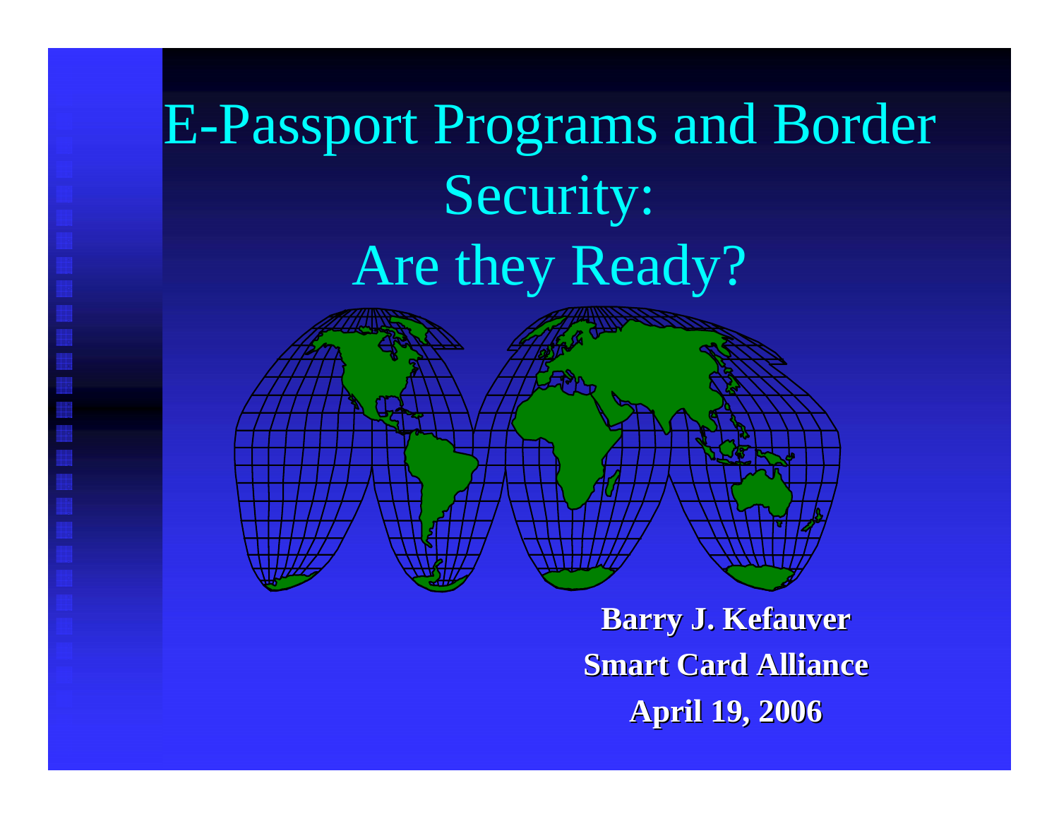# E-Passport Programs and Border Security: Are they Ready?

**Barry J. Kefauver**

**Smart Card Alliance**

**April 19, 2006**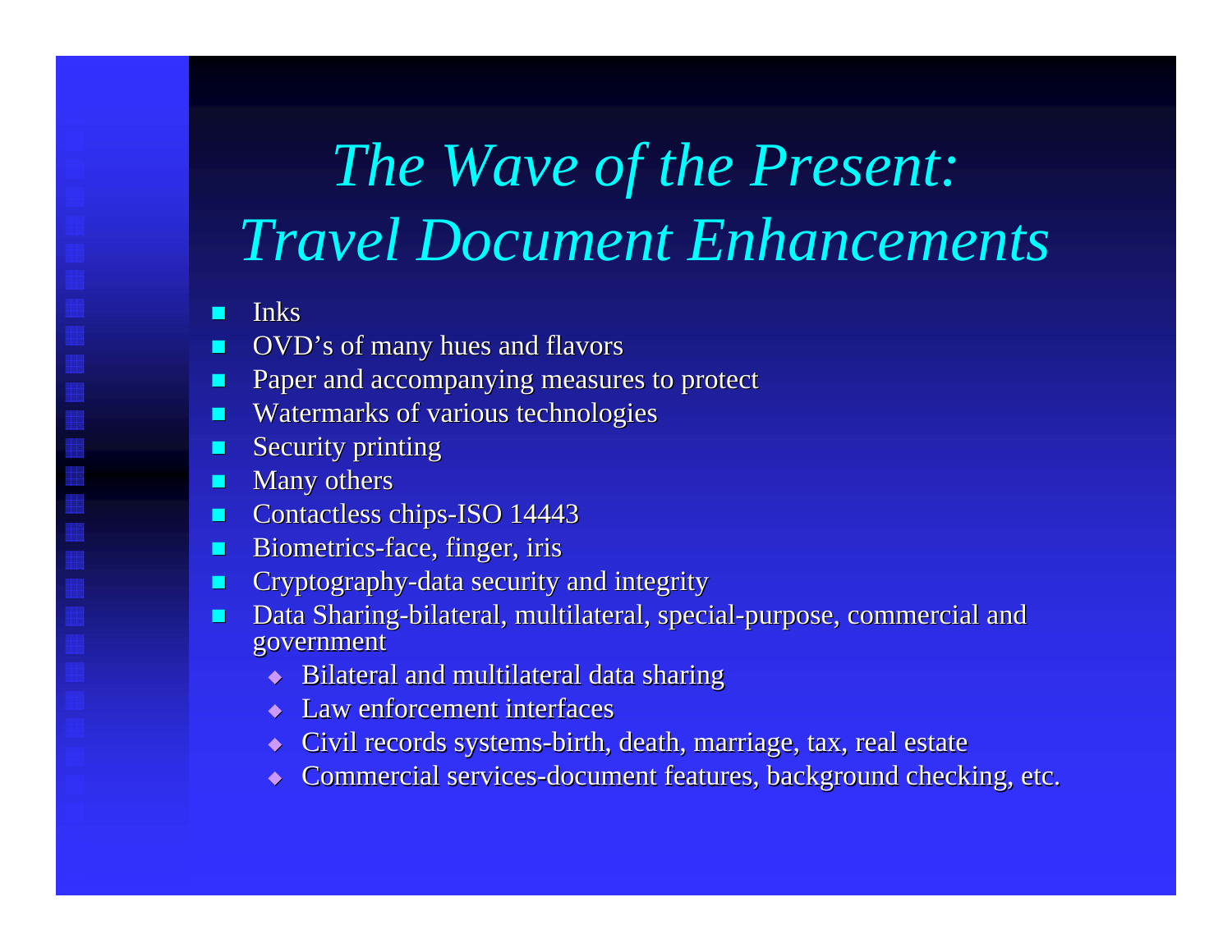# *The Wave of the Present: Travel Document Enhancements*

- Inks
- OVD's of many hues and flavors
- Paper and accompanying measures to protect
- Watermarks of various technologies
- Security printing
- Many others
- Contactless chips-ISO 14443
- Biometrics-face, finger, iris
- Cryptography-data security and integrity
- Data Sharing-bilateral, multilateral, special-purpose, commercial and government
  - Bilateral and multilateral data sharing
  - Law enforcement interfaces
  - Civil records systems-birth, death, marriage, tax, real estate
  - Commercial services-document features, background checking, etc.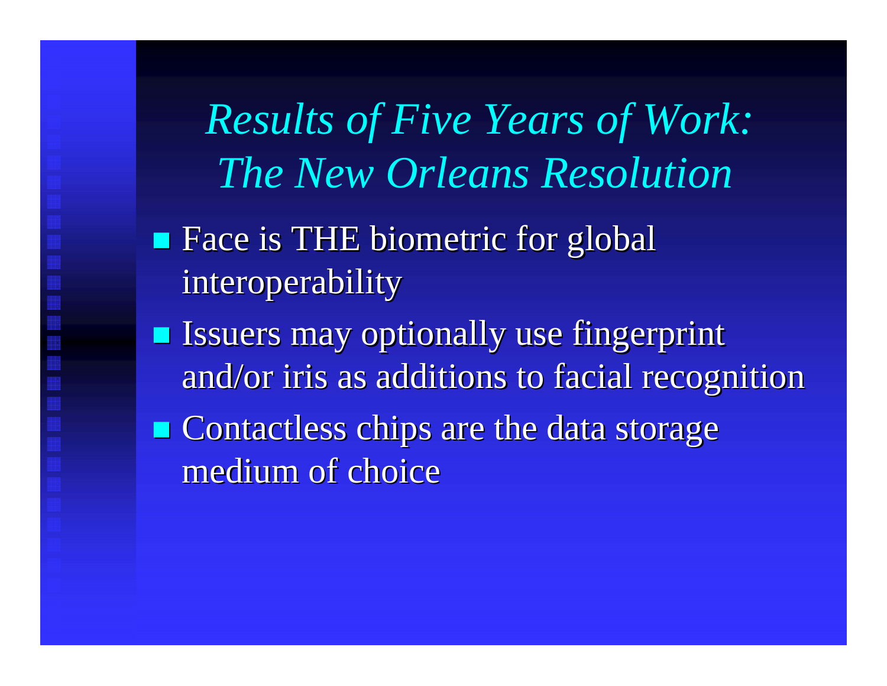# *Results of Five Years of Work: The New Orleans Resolution*

- Face is THE biometric for global interoperability
- Issuers may optionally use fingerprint and/or iris as additions to facial recognition
- Contactless chips are the data storage medium of choice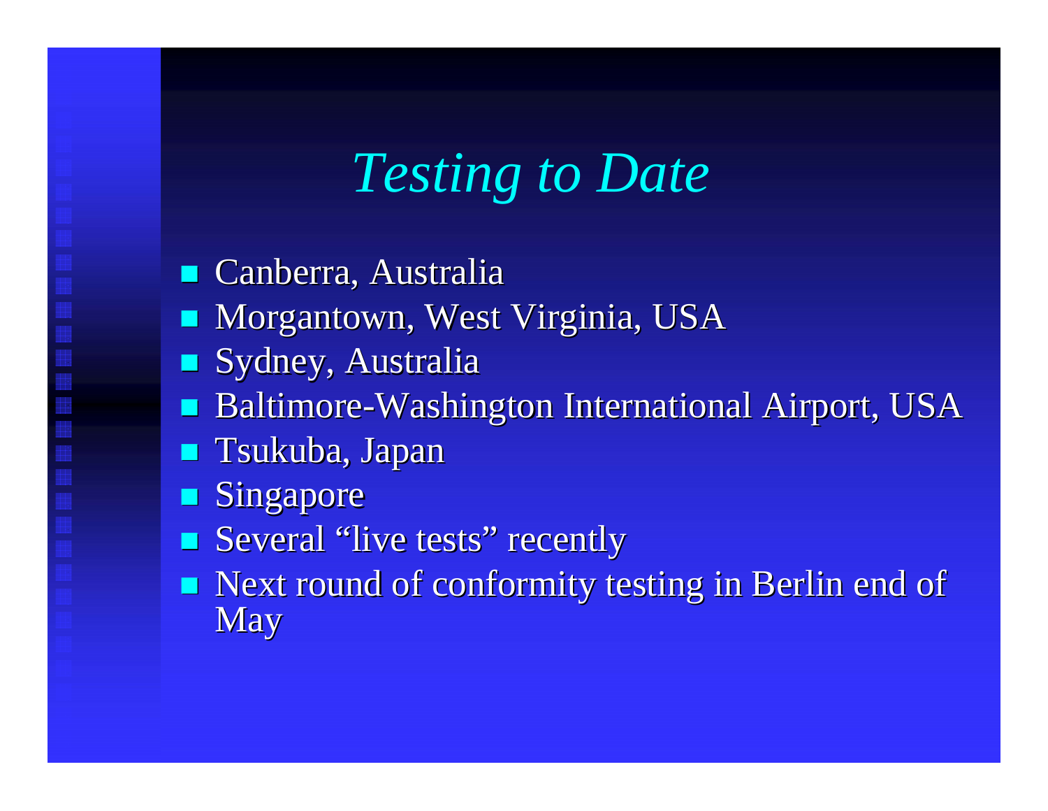# Testing to Date

- Canberra, Australia
- Morgantown, West Virginia, USA
- Sydney, Australia
- Baltimore-Washington International Airport, USA
- Tsukuba, Japan
- Singapore
- Several “live tests” recently
- Next round of conformity testing in Berlin end of May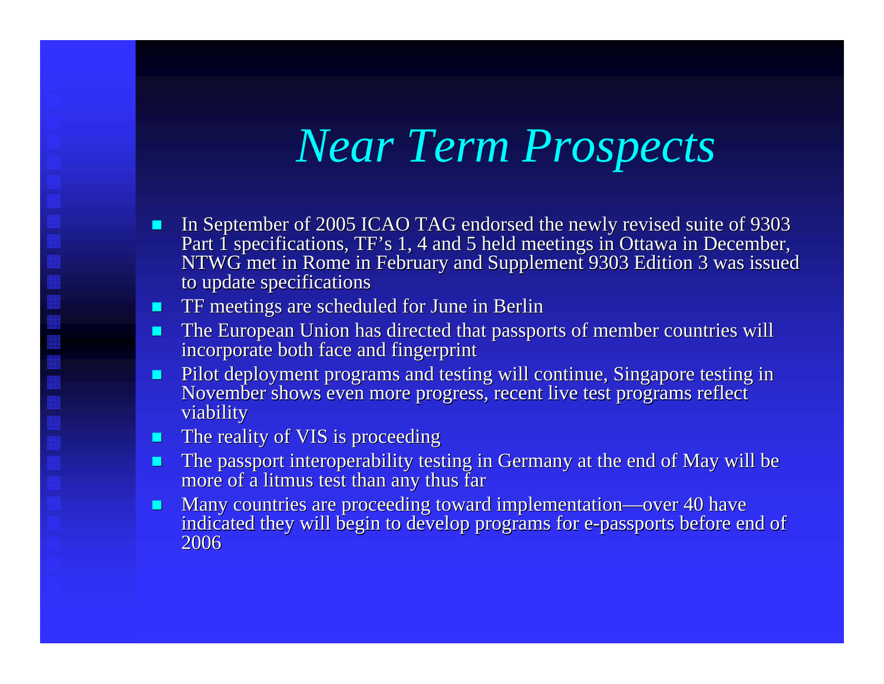# *Near Term Prospects*

- In September of 2005 ICAO TAG endorsed the newly revised suite of 9303 Part 1 specifications, TF's 1, 4 and 5 held meetings in Ottawa in December, NTWG met in Rome in February and Supplement 9303 Edition 3 was issued to update specifications
- TF meetings are scheduled for June in Berlin
- The European Union has directed that passports of member countries will incorporate both face and fingerprint
- Pilot deployment programs and testing will continue, Singapore testing in November shows even more progress, recent live test programs reflect viability
- The reality of VIS is proceeding
- The passport interoperability testing in Germany at the end of May will be more of a litmus test than any thus far
- Many countries are proceeding toward implementation—over 40 have indicated they will begin to develop programs for e-passports before end of 2006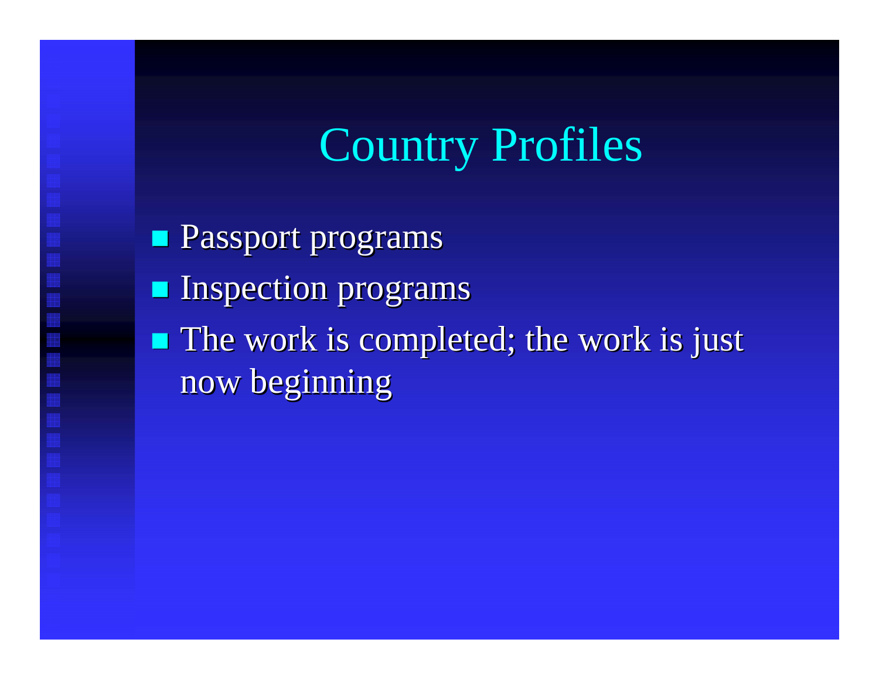# Country Profiles

- Passport programs
- Inspection programs
- The work is completed; the work is just now beginning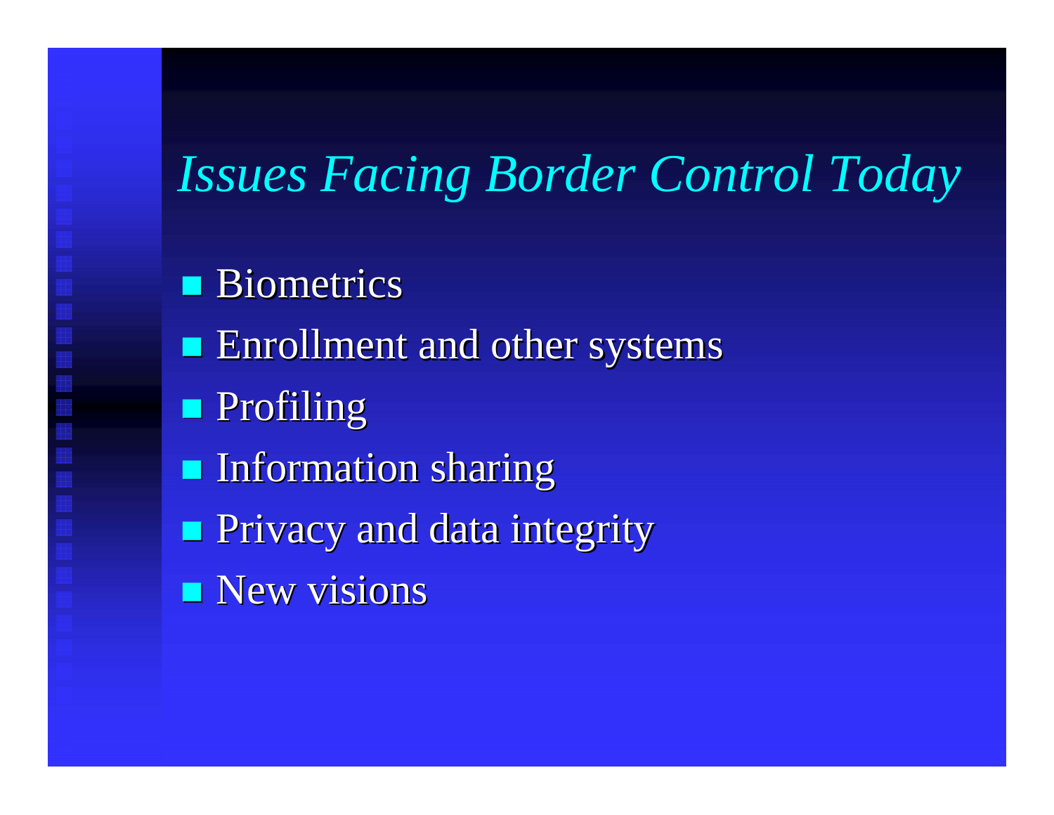# *Issues Facing Border Control Today*

- Biometrics
- Enrollment and other systems
- Profiling
- Information sharing
- Privacy and data integrity
- New visions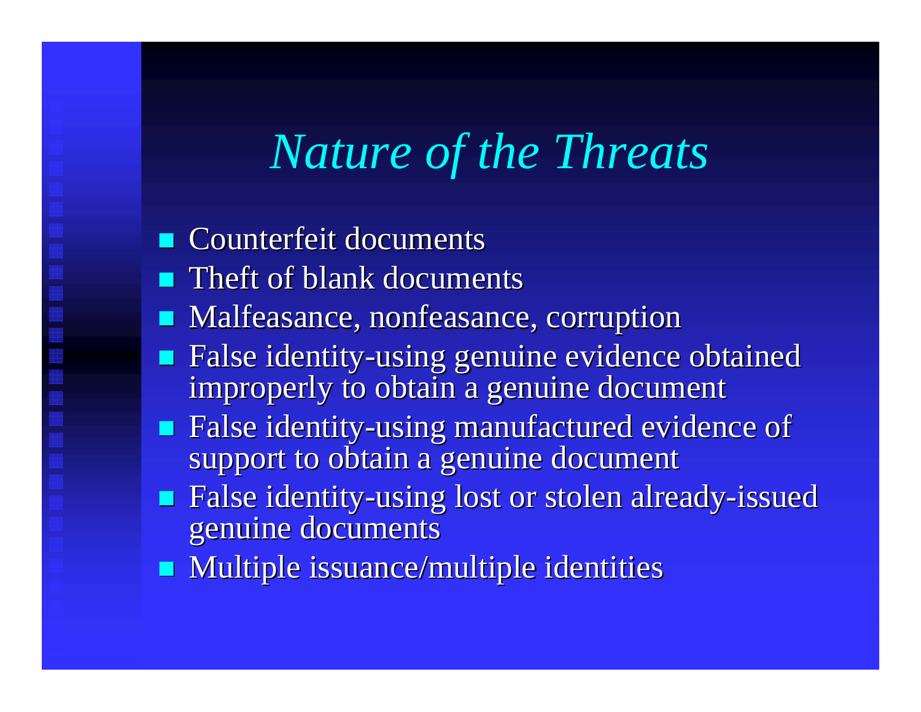# *Nature of the Threats*

- Counterfeit documents
- Theft of blank documents
- Malfeasance, nonfeasance, corruption
- False identity-using genuine evidence obtained improperly to obtain a genuine document
- False identity-using manufactured evidence of support to obtain a genuine document
- False identity-using lost or stolen already-issued genuine documents
- Multiple issuance/multiple identities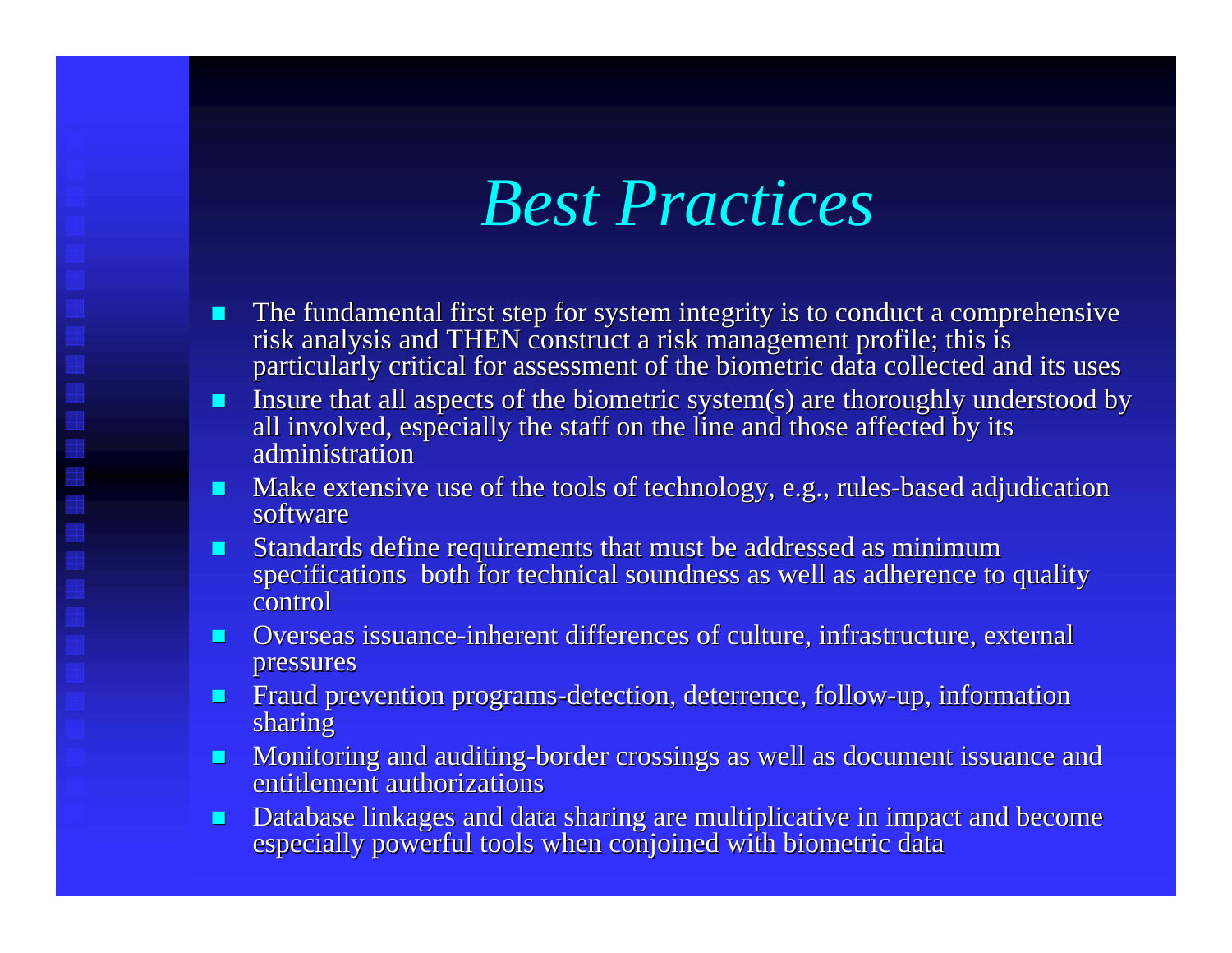# *Best Practices*

- The fundamental first step for system integrity is to conduct a comprehensive risk analysis and THEN construct a risk management profile; this is particularly critical for assessment of the biometric data collected and its uses
- Insure that all aspects of the biometric system(s) are thoroughly understood by all involved, especially the staff on the line and those affected by its administration
- Make extensive use of the tools of technology, e.g., rules-based adjudication software
- Standards define requirements that must be addressed as minimum specifications both for technical soundness as well as adherence to quality control
- Overseas issuance-inherent differences of culture, infrastructure, external pressures
- Fraud prevention programs-detection, deterrence, follow-up, information sharing
- Monitoring and auditing-border crossings as well as document issuance and entitlement authorizations
- Database linkages and data sharing are multiplicative in impact and become especially powerful tools when conjoined with biometric data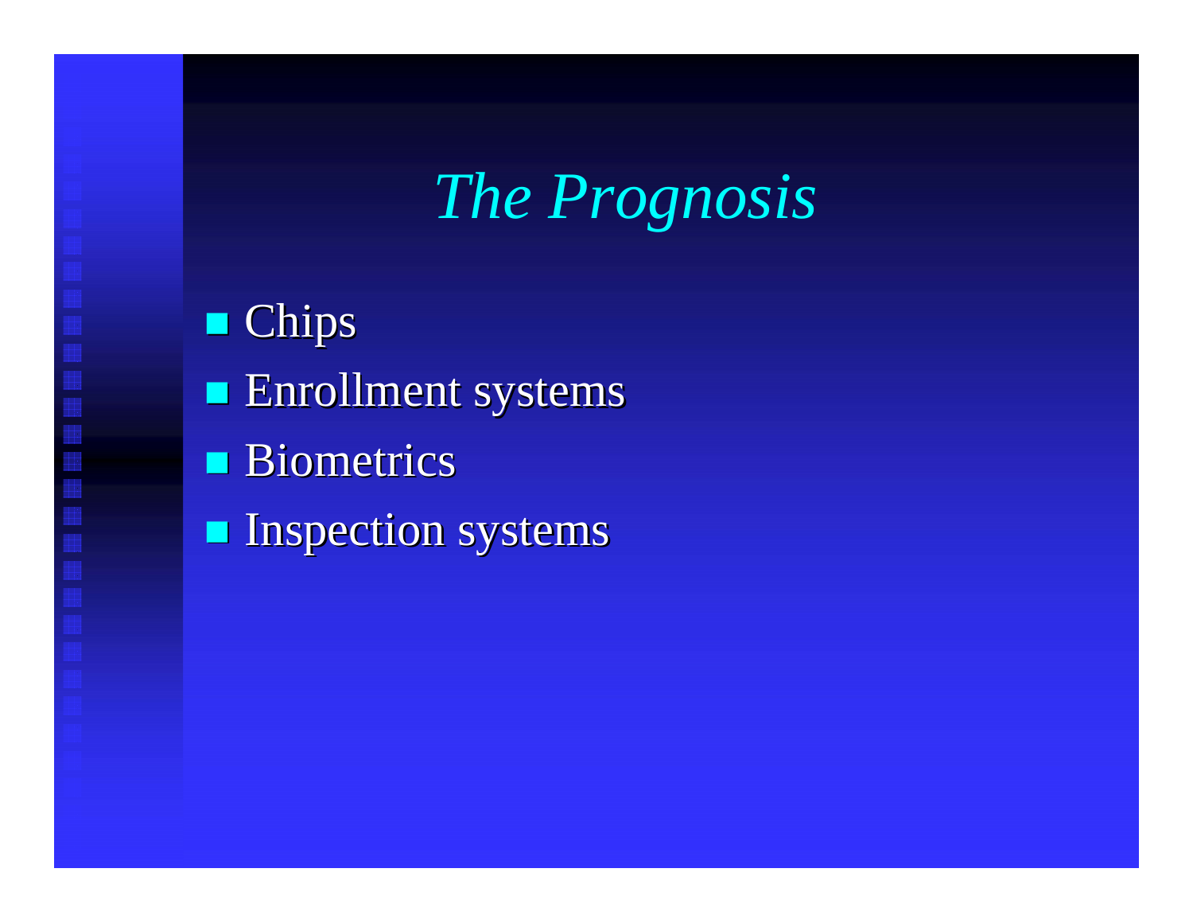# *The Prognosis*

- Chips
- Enrollment systems
- Biometrics
- Inspection systems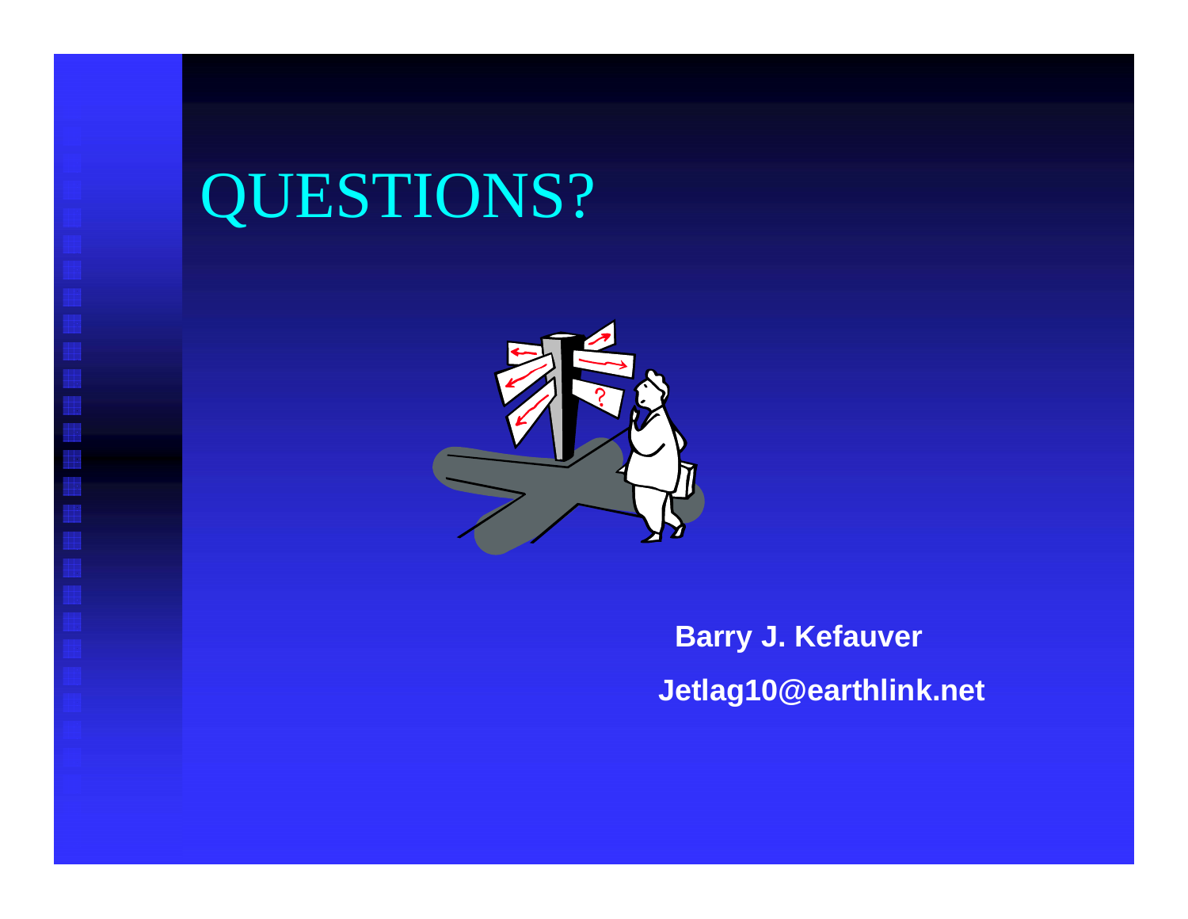# QUESTIONS?

**Barry J. Kefauver**

**Jetlag10@earthlink.net**